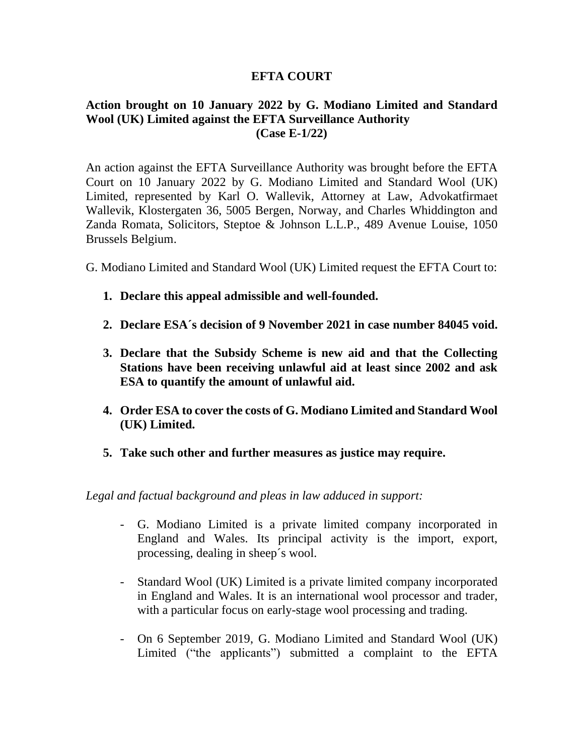# EFTA COURT

## Action brought on 10 January 2022 by G. Modiano Limited and Standard Wool (UK) Limited against the EFTA Surveillance Authority (Case E-1/22)

An action against the EFTA Surveillance Authority was brought before the EFTA Court on 10 January 2022 by G. Modiano Limited and Standard Wool (UK) Limited, represented by Karl O. Wallevik, Attorney at Law, Advokatfirmaet Wallevik, Klostergaten 36, 5005 Bergen, Norway, and Charles Whiddington and Zanda Romata, Solicitors, Steptoe & Johnson L.L.P., 489 Avenue Louise, 1050 Brussels Belgium.

G. Modiano Limited and Standard Wool (UK) Limited request the EFTA Court to:

1. **Declare this appeal admissible and well-founded.**
2. **Declare ESA´s decision of 9 November 2021 in case number 84045 void.**
3. **Declare that the Subsidy Scheme is new aid and that the Collecting Stations have been receiving unlawful aid at least since 2002 and ask ESA to quantify the amount of unlawful aid.**
4. **Order ESA to cover the costs of G. Modiano Limited and Standard Wool (UK) Limited.**
5. **Take such other and further measures as justice may require.**

*Legal and factual background and pleas in law adduced in support:*

- G. Modiano Limited is a private limited company incorporated in England and Wales. Its principal activity is the import, export, processing, dealing in sheep´s wool.
- Standard Wool (UK) Limited is a private limited company incorporated in England and Wales. It is an international wool processor and trader, with a particular focus on early-stage wool processing and trading.
- On 6 September 2019, G. Modiano Limited and Standard Wool (UK) Limited ("the applicants") submitted a complaint to the EFTA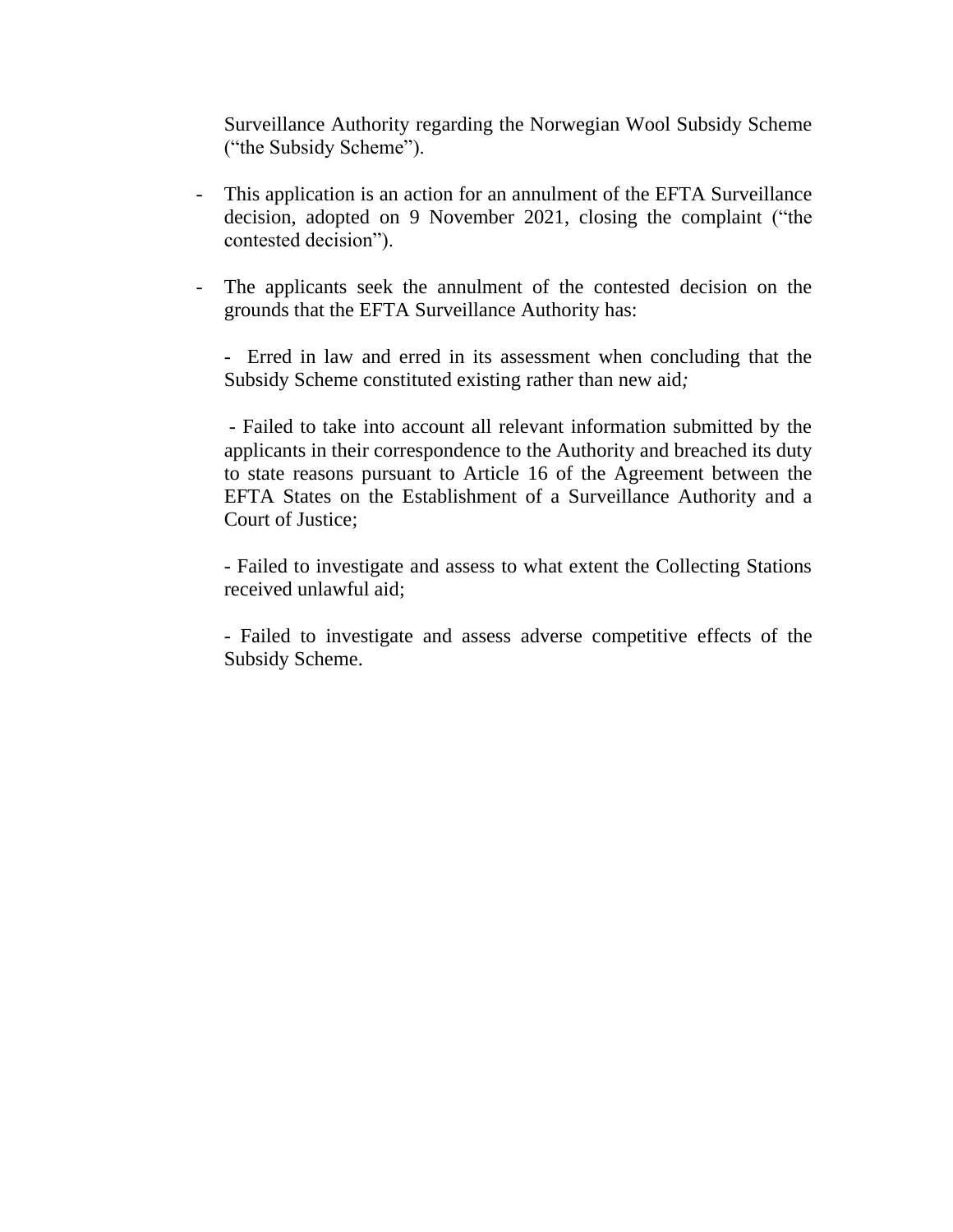Surveillance Authority regarding the Norwegian Wool Subsidy Scheme ("the Subsidy Scheme").

- This application is an action for an annulment of the EFTA Surveillance decision, adopted on 9 November 2021, closing the complaint ("the contested decision").

- The applicants seek the annulment of the contested decision on the grounds that the EFTA Surveillance Authority has:

  - Erred in law and erred in its assessment when concluding that the Subsidy Scheme constituted existing rather than new aid;

  - Failed to take into account all relevant information submitted by the applicants in their correspondence to the Authority and breached its duty to state reasons pursuant to Article 16 of the Agreement between the EFTA States on the Establishment of a Surveillance Authority and a Court of Justice;

  - Failed to investigate and assess to what extent the Collecting Stations received unlawful aid;

  - Failed to investigate and assess adverse competitive effects of the Subsidy Scheme.